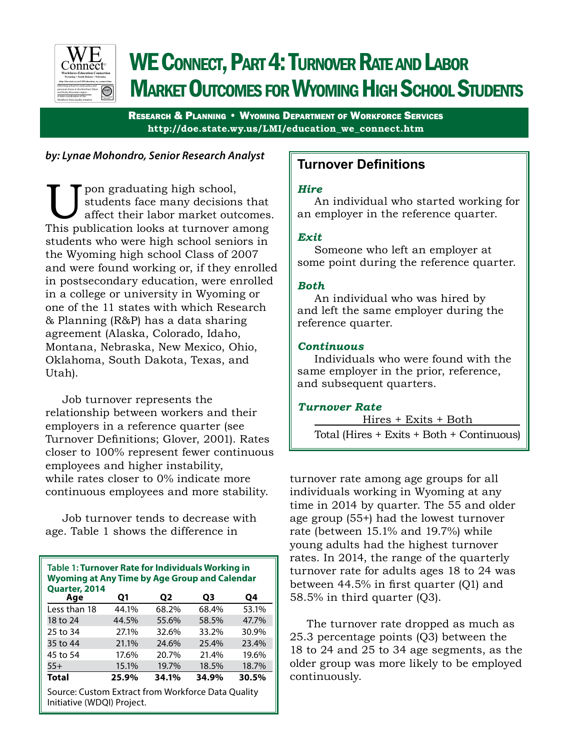# WE Connect, Part 4: Turnover Rate and Labor Market Outcomes for Wyoming High School Students

**Research & Planning • Wyoming Department of Workforce Services**
**http://doe.state.wy.us/LMI/education_we_connect.htm**

***by: Lynae Mohondro, Senior Research Analyst***

Upon graduating high school, students face many decisions that affect their labor market outcomes. This publication looks at turnover among students who were high school seniors in the Wyoming high school Class of 2007 and were found working or, if they enrolled in postsecondary education, were enrolled in a college or university in Wyoming or one of the 11 states with which Research & Planning (R&P) has a data sharing agreement (Alaska, Colorado, Idaho, Montana, Nebraska, New Mexico, Ohio, Oklahoma, South Dakota, Texas, and Utah).

Job turnover represents the relationship between workers and their employers in a reference quarter (see Turnover Definitions; Glover, 2001). Rates closer to 100% represent fewer continuous employees and higher instability, while rates closer to 0% indicate more continuous employees and more stability.

Job turnover tends to decrease with age. Table 1 shows the difference in turnover rate among age groups for all individuals working in Wyoming at any time in 2014 by quarter. The 55 and older age group (55+) had the lowest turnover rate (between 15.1% and 19.7%) while young adults had the highest turnover rates. In 2014, the range of the quarterly turnover rate for adults ages 18 to 24 was between 44.5% in first quarter (Q1) and 58.5% in third quarter (Q3).

The turnover rate dropped as much as 25.3 percentage points (Q3) between the 18 to 24 and 25 to 34 age segments, as the older group was more likely to be employed continuously.

**Table 1: Turnover Rate for Individuals Working in Wyoming at Any Time by Age Group and Calendar Quarter, 2014**

| Age | Q1 | Q2 | Q3 | Q4 |
|---|---|---|---|---|
| Less than 18 | 44.1% | 68.2% | 68.4% | 53.1% |
| 18 to 24 | 44.5% | 55.6% | 58.5% | 47.7% |
| 25 to 34 | 27.1% | 32.6% | 33.2% | 30.9% |
| 35 to 44 | 21.1% | 24.6% | 25.4% | 23.4% |
| 45 to 54 | 17.6% | 20.7% | 21.4% | 19.6% |
| 55+ | 15.1% | 19.7% | 18.5% | 18.7% |
| **Total** | **25.9%** | **34.1%** | **34.9%** | **30.5%** |

Source: Custom Extract from Workforce Data Quality Initiative (WDQI) Project.

## Turnover Definitions

***Hire***

An individual who started working for an employer in the reference quarter.

***Exit***

Someone who left an employer at some point during the reference quarter.

***Both***

An individual who was hired by and left the same employer during the reference quarter.

***Continuous***

Individuals who were found with the same employer in the prior, reference, and subsequent quarters.

***Turnover Rate***

$$\frac{\text{Hires + Exits + Both}}{\text{Total (Hires + Exits + Both + Continuous)}}$$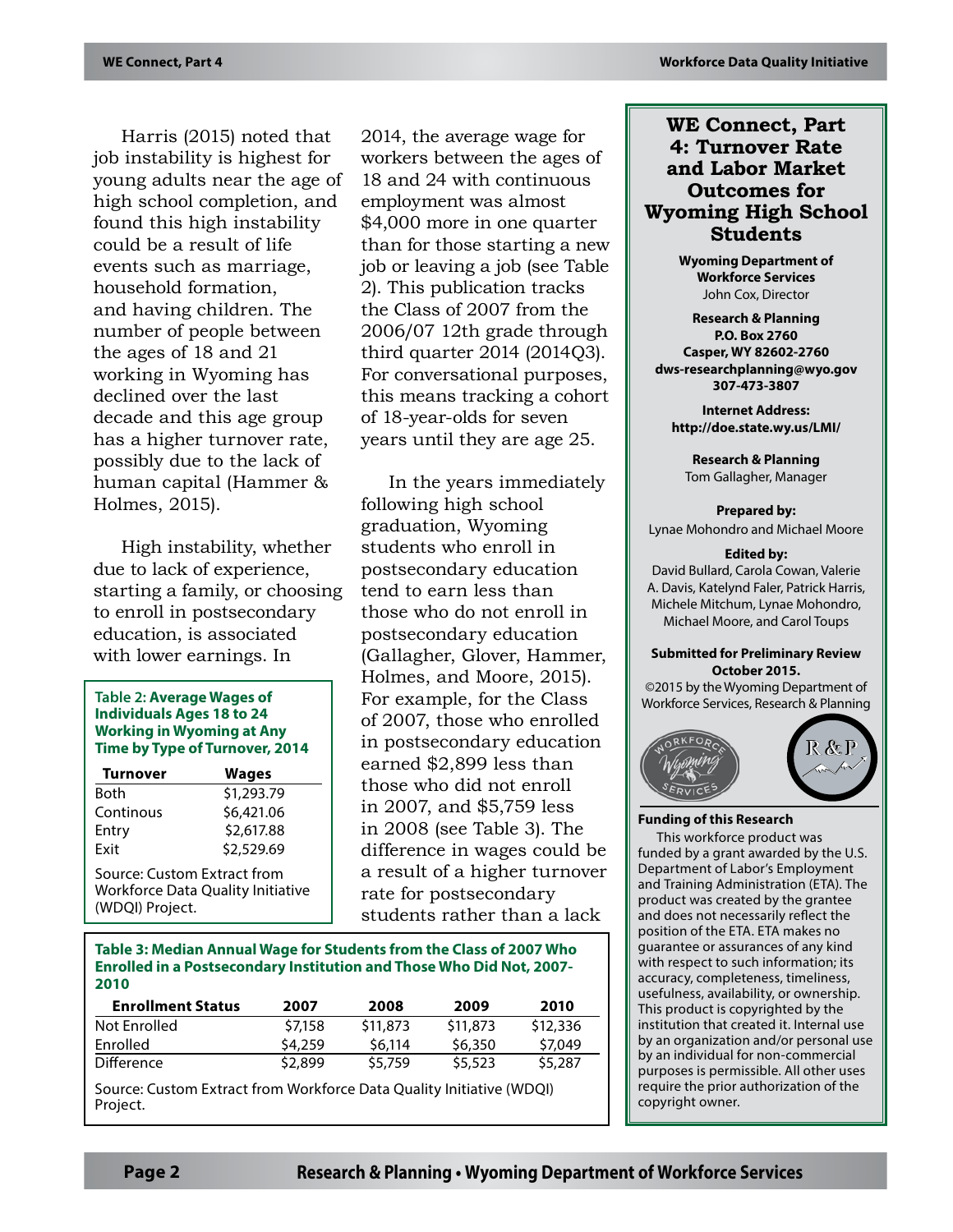Harris (2015) noted that job instability is highest for young adults near the age of high school completion, and found this high instability could be a result of life events such as marriage, household formation, and having children. The number of people between the ages of 18 and 21 working in Wyoming has declined over the last decade and this age group has a higher turnover rate, possibly due to the lack of human capital (Hammer & Holmes, 2015).

High instability, whether due to lack of experience, starting a family, or choosing to enroll in postsecondary education, is associated with lower earnings. In 2014, the average wage for workers between the ages of 18 and 24 with continuous employment was almost $4,000 more in one quarter than for those starting a new job or leaving a job (see Table 2). This publication tracks the Class of 2007 from the 2006/07 12th grade through third quarter 2014 (2014Q3). For conversational purposes, this means tracking a cohort of 18-year-olds for seven years until they are age 25.

In the years immediately following high school graduation, Wyoming students who enroll in postsecondary education tend to earn less than those who do not enroll in postsecondary education (Gallagher, Glover, Hammer, Holmes, and Moore, 2015). For example, for the Class of 2007, those who enrolled in postsecondary education earned $2,899 less than those who did not enroll in 2007, and $5,759 less in 2008 (see Table 3). The difference in wages could be a result of a higher turnover rate for postsecondary students rather than a lack

**Table 2: Average Wages of Individuals Ages 18 to 24 Working in Wyoming at Any Time by Type of Turnover, 2014**

| Turnover | Wages |
|---|---|
| Both | $1,293.79 |
| Continous | $6,421.06 |
| Entry | $2,617.88 |
| Exit | $2,529.69 |

Source: Custom Extract from Workforce Data Quality Initiative (WDQI) Project.

**Table 3: Median Annual Wage for Students from the Class of 2007 Who Enrolled in a Postsecondary Institution and Those Who Did Not, 2007-2010**

| Enrollment Status | 2007 | 2008 | 2009 | 2010 |
|---|---|---|---|---|
| Not Enrolled | $7,158 | $11,873 | $11,873 | $12,336 |
| Enrolled | $4,259 | $6,114 | $6,350 | $7,049 |
| Difference | $2,899 | $5,759 | $5,523 | $5,287 |

Source: Custom Extract from Workforce Data Quality Initiative (WDQI) Project.

## WE Connect, Part 4: Turnover Rate and Labor Market Outcomes for Wyoming High School Students

**Wyoming Department of Workforce Services**
John Cox, Director

**Research & Planning**
**P.O. Box 2760**
**Casper, WY 82602-2760**
**dws-researchplanning@wyo.gov**
**307-473-3807**

**Internet Address:**
**http://doe.state.wy.us/LMI/**

**Research & Planning**
Tom Gallagher, Manager

**Prepared by:**
Lynae Mohondro and Michael Moore

**Edited by:**
David Bullard, Carola Cowan, Valerie A. Davis, Katelynd Faler, Patrick Harris, Michele Mitchum, Lynae Mohondro, Michael Moore, and Carol Toups

**Submitted for Preliminary Review October 2015.**
©2015 by the Wyoming Department of Workforce Services, Research & Planning

**Funding of this Research**

This workforce product was funded by a grant awarded by the U.S. Department of Labor's Employment and Training Administration (ETA). The product was created by the grantee and does not necessarily reflect the position of the ETA. ETA makes no guarantee or assurances of any kind with respect to such information; its accuracy, completeness, timeliness, usefulness, availability, or ownership. This product is copyrighted by the institution that created it. Internal use by an organization and/or personal use by an individual for non-commercial purposes is permissible. All other uses require the prior authorization of the copyright owner.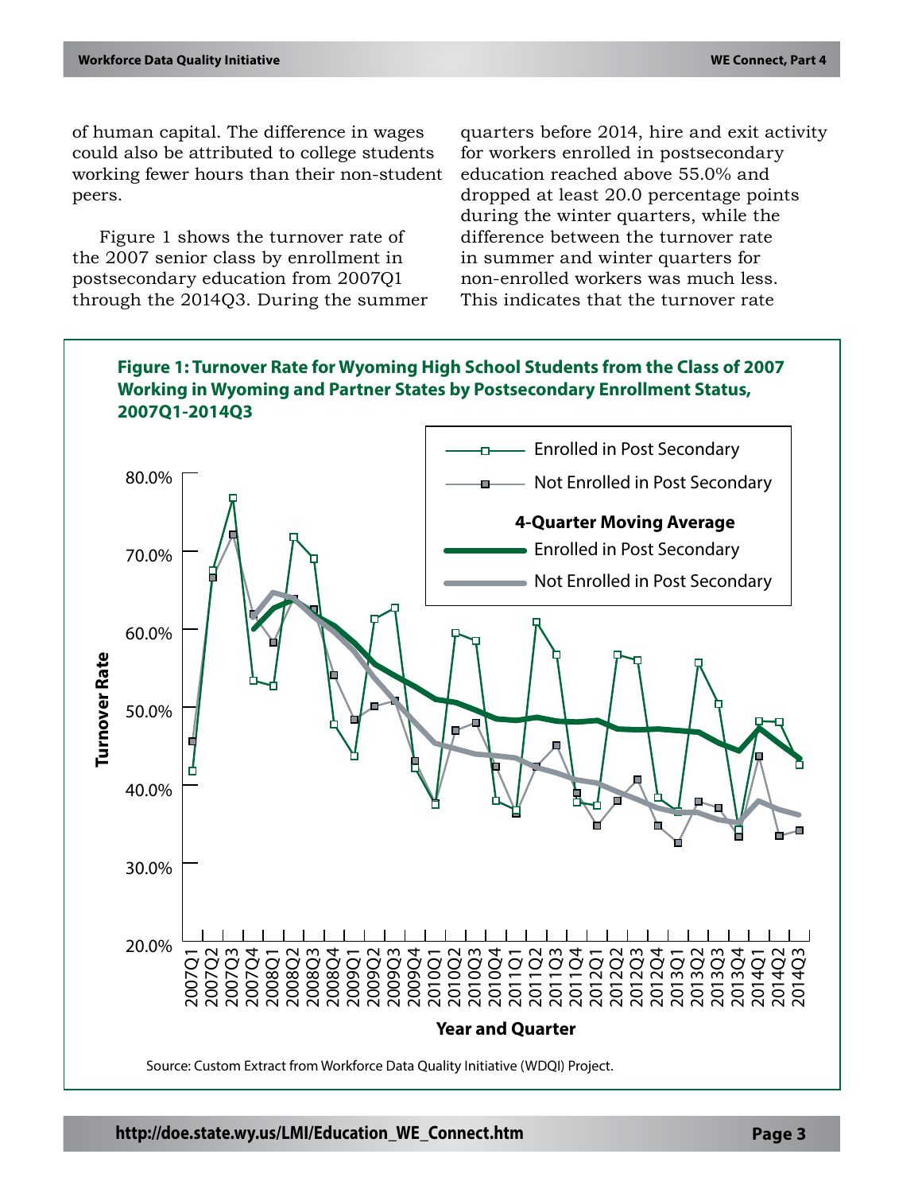of human capital. The difference in wages could also be attributed to college students working fewer hours than their non-student peers.

Figure 1 shows the turnover rate of the 2007 senior class by enrollment in postsecondary education from 2007Q1 through the 2014Q3. During the summer quarters before 2014, hire and exit activity for workers enrolled in postsecondary education reached above 55.0% and dropped at least 20.0 percentage points during the winter quarters, while the difference between the turnover rate in summer and winter quarters for non-enrolled workers was much less. This indicates that the turnover rate

**Figure 1: Turnover Rate for Wyoming High School Students from the Class of 2007 Working in Wyoming and Partner States by Postsecondary Enrollment Status, 2007Q1-2014Q3**

Source: Custom Extract from Workforce Data Quality Initiative (WDQI) Project.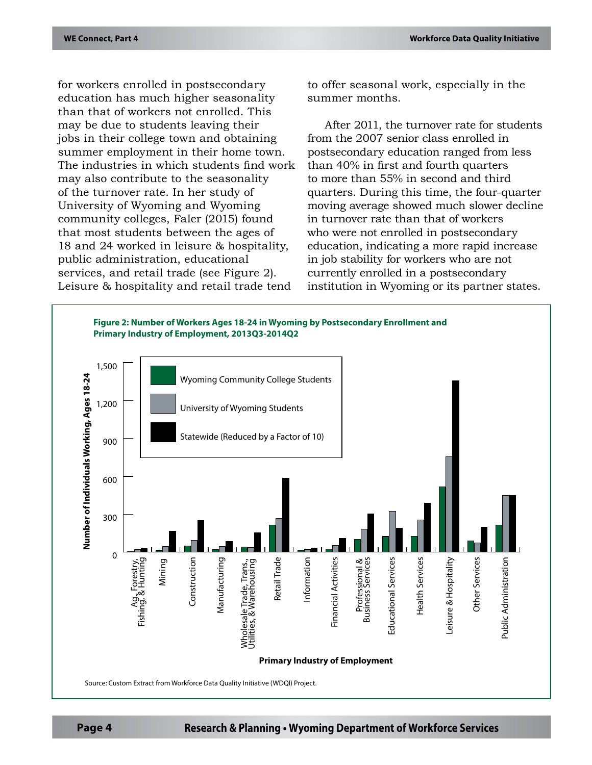for workers enrolled in postsecondary education has much higher seasonality than that of workers not enrolled. This may be due to students leaving their jobs in their college town and obtaining summer employment in their home town. The industries in which students find work may also contribute to the seasonality of the turnover rate. In her study of University of Wyoming and Wyoming community colleges, Faler (2015) found that most students between the ages of 18 and 24 worked in leisure & hospitality, public administration, educational services, and retail trade (see Figure 2). Leisure & hospitality and retail trade tend to offer seasonal work, especially in the summer months.

After 2011, the turnover rate for students from the 2007 senior class enrolled in postsecondary education ranged from less than 40% in first and fourth quarters to more than 55% in second and third quarters. During this time, the four-quarter moving average showed much slower decline in turnover rate than that of workers who were not enrolled in postsecondary education, indicating a more rapid increase in job stability for workers who are not currently enrolled in a postsecondary institution in Wyoming or its partner states.

**Figure 2: Number of Workers Ages 18-24 in Wyoming by Postsecondary Enrollment and Primary Industry of Employment, 2013Q3-2014Q2**

Source: Custom Extract from Workforce Data Quality Initiative (WDQI) Project.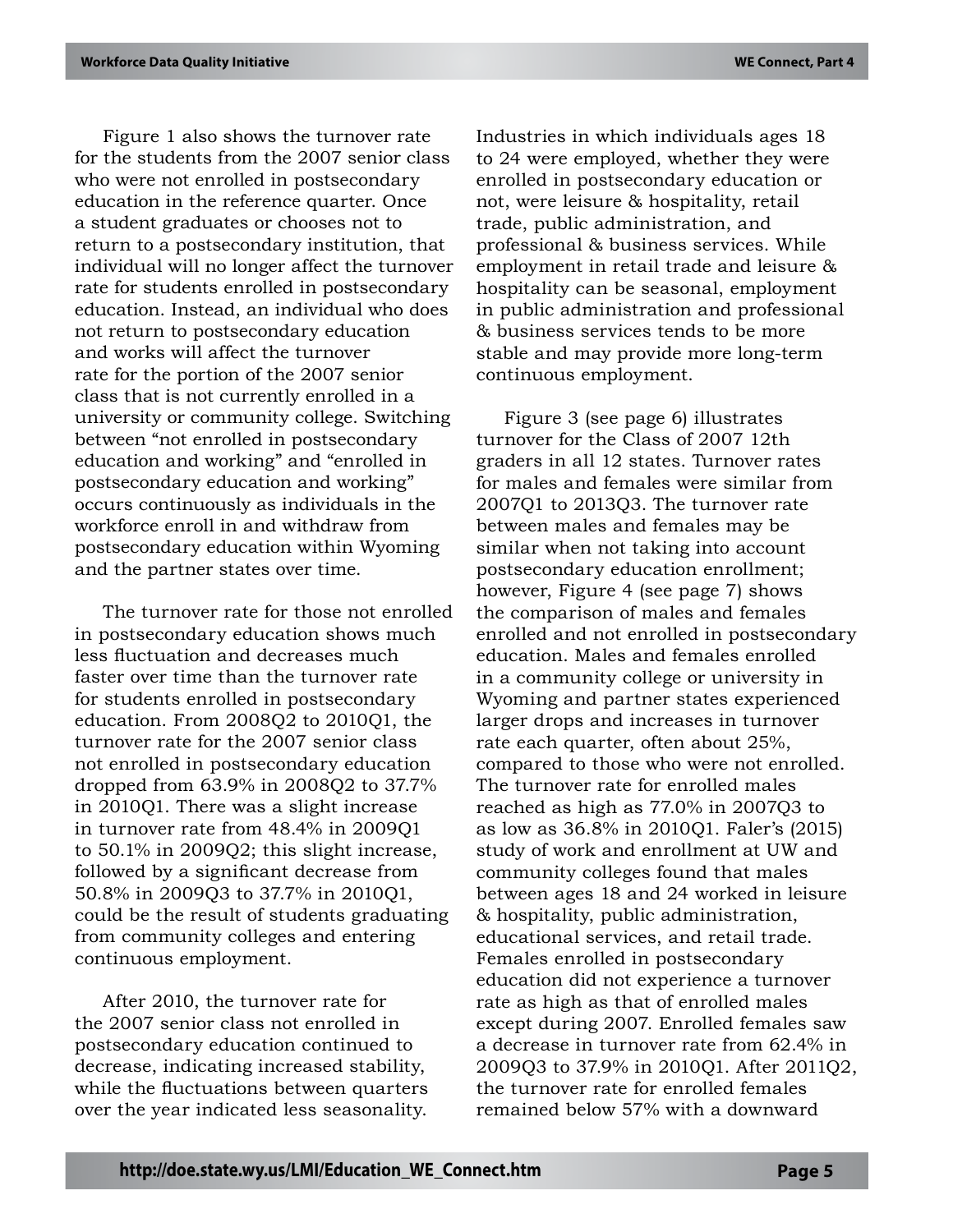Figure 1 also shows the turnover rate for the students from the 2007 senior class who were not enrolled in postsecondary education in the reference quarter. Once a student graduates or chooses not to return to a postsecondary institution, that individual will no longer affect the turnover rate for students enrolled in postsecondary education. Instead, an individual who does not return to postsecondary education and works will affect the turnover rate for the portion of the 2007 senior class that is not currently enrolled in a university or community college. Switching between "not enrolled in postsecondary education and working" and "enrolled in postsecondary education and working" occurs continuously as individuals in the workforce enroll in and withdraw from postsecondary education within Wyoming and the partner states over time.

The turnover rate for those not enrolled in postsecondary education shows much less fluctuation and decreases much faster over time than the turnover rate for students enrolled in postsecondary education. From 2008Q2 to 2010Q1, the turnover rate for the 2007 senior class not enrolled in postsecondary education dropped from 63.9% in 2008Q2 to 37.7% in 2010Q1. There was a slight increase in turnover rate from 48.4% in 2009Q1 to 50.1% in 2009Q2; this slight increase, followed by a significant decrease from 50.8% in 2009Q3 to 37.7% in 2010Q1, could be the result of students graduating from community colleges and entering continuous employment.

After 2010, the turnover rate for the 2007 senior class not enrolled in postsecondary education continued to decrease, indicating increased stability, while the fluctuations between quarters over the year indicated less seasonality. Industries in which individuals ages 18 to 24 were employed, whether they were enrolled in postsecondary education or not, were leisure & hospitality, retail trade, public administration, and professional & business services. While employment in retail trade and leisure & hospitality can be seasonal, employment in public administration and professional & business services tends to be more stable and may provide more long-term continuous employment.

Figure 3 (see page 6) illustrates turnover for the Class of 2007 12th graders in all 12 states. Turnover rates for males and females were similar from 2007Q1 to 2013Q3. The turnover rate between males and females may be similar when not taking into account postsecondary education enrollment; however, Figure 4 (see page 7) shows the comparison of males and females enrolled and not enrolled in postsecondary education. Males and females enrolled in a community college or university in Wyoming and partner states experienced larger drops and increases in turnover rate each quarter, often about 25%, compared to those who were not enrolled. The turnover rate for enrolled males reached as high as 77.0% in 2007Q3 to as low as 36.8% in 2010Q1. Faler's (2015) study of work and enrollment at UW and community colleges found that males between ages 18 and 24 worked in leisure & hospitality, public administration, educational services, and retail trade. Females enrolled in postsecondary education did not experience a turnover rate as high as that of enrolled males except during 2007. Enrolled females saw a decrease in turnover rate from 62.4% in 2009Q3 to 37.9% in 2010Q1. After 2011Q2, the turnover rate for enrolled females remained below 57% with a downward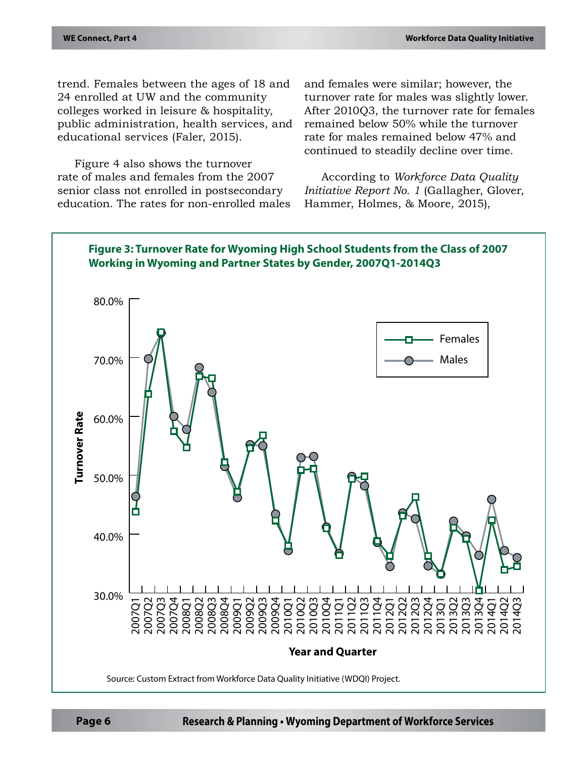trend. Females between the ages of 18 and 24 enrolled at UW and the community colleges worked in leisure & hospitality, public administration, health services, and educational services (Faler, 2015).

Figure 4 also shows the turnover rate of males and females from the 2007 senior class not enrolled in postsecondary education. The rates for non-enrolled males and females were similar; however, the turnover rate for males was slightly lower. After 2010Q3, the turnover rate for females remained below 50% while the turnover rate for males remained below 47% and continued to steadily decline over time.

According to *Workforce Data Quality Initiative Report No. 1* (Gallagher, Glover, Hammer, Holmes, & Moore, 2015),

**Figure 3: Turnover Rate for Wyoming High School Students from the Class of 2007 Working in Wyoming and Partner States by Gender, 2007Q1-2014Q3**

Source: Custom Extract from Workforce Data Quality Initiative (WDQI) Project.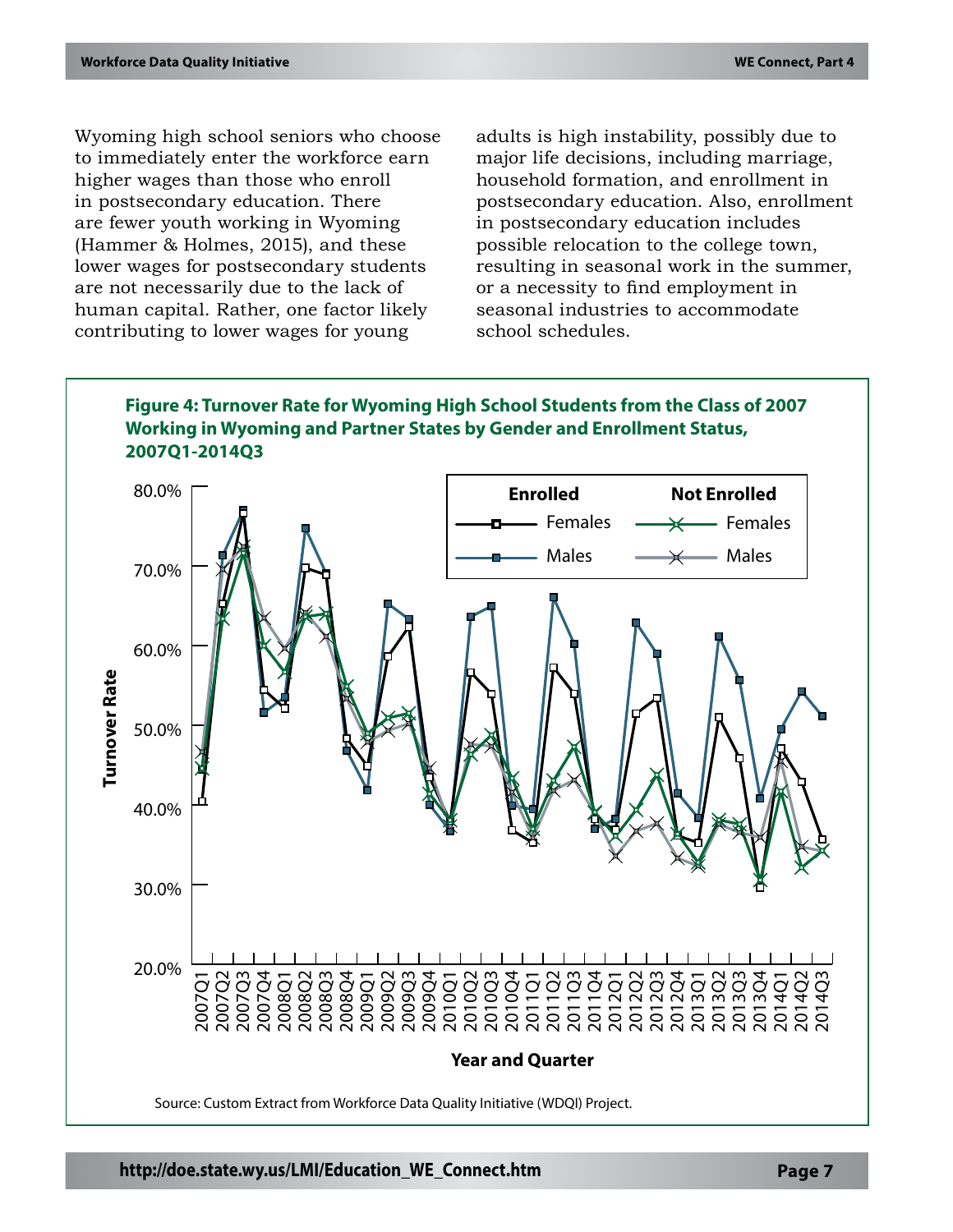Wyoming high school seniors who choose to immediately enter the workforce earn higher wages than those who enroll in postsecondary education. There are fewer youth working in Wyoming (Hammer & Holmes, 2015), and these lower wages for postsecondary students are not necessarily due to the lack of human capital. Rather, one factor likely contributing to lower wages for young adults is high instability, possibly due to major life decisions, including marriage, household formation, and enrollment in postsecondary education. Also, enrollment in postsecondary education includes possible relocation to the college town, resulting in seasonal work in the summer, or a necessity to find employment in seasonal industries to accommodate school schedules.

**Figure 4: Turnover Rate for Wyoming High School Students from the Class of 2007 Working in Wyoming and Partner States by Gender and Enrollment Status, 2007Q1-2014Q3**

Source: Custom Extract from Workforce Data Quality Initiative (WDQI) Project.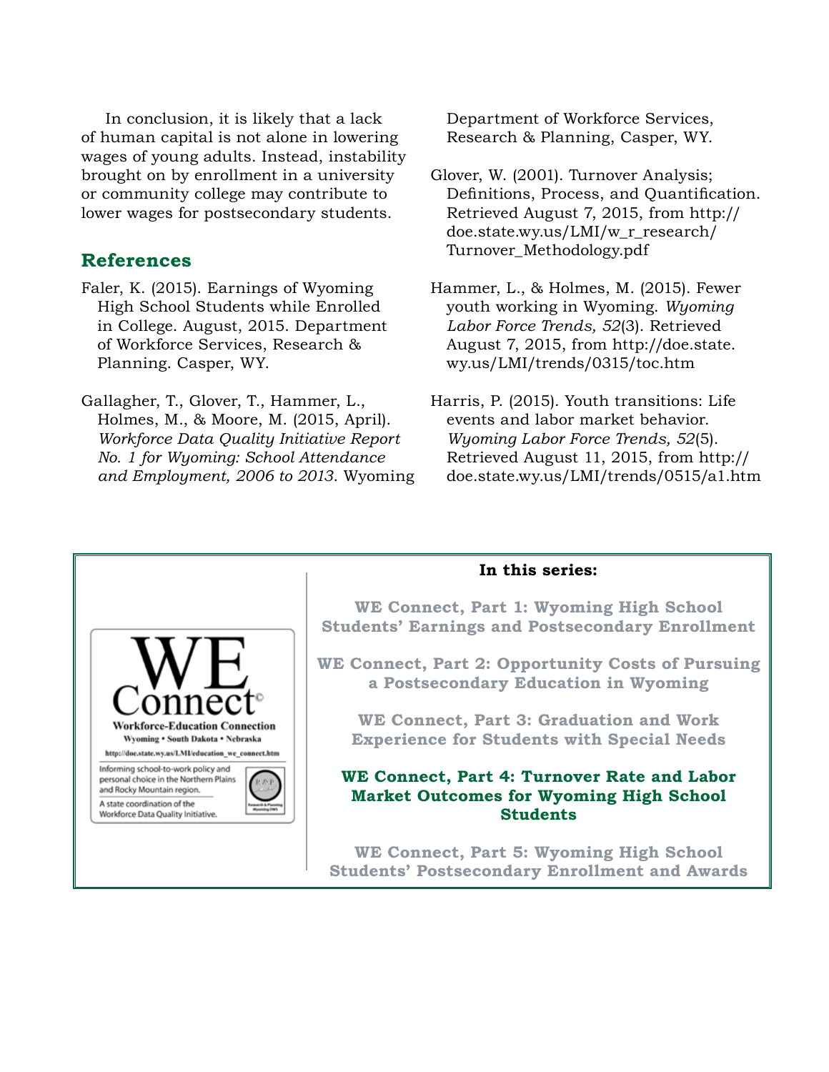In conclusion, it is likely that a lack of human capital is not alone in lowering wages of young adults. Instead, instability brought on by enrollment in a university or community college may contribute to lower wages for postsecondary students.

## References

Faler, K. (2015). Earnings of Wyoming High School Students while Enrolled in College. August, 2015. Department of Workforce Services, Research & Planning. Casper, WY.

Gallagher, T., Glover, T., Hammer, L., Holmes, M., & Moore, M. (2015, April). *Workforce Data Quality Initiative Report No. 1 for Wyoming: School Attendance and Employment, 2006 to 2013*. Wyoming Department of Workforce Services, Research & Planning, Casper, WY.

Glover, W. (2001). Turnover Analysis; Definitions, Process, and Quantification. Retrieved August 7, 2015, from http://doe.state.wy.us/LMI/w_r_research/Turnover_Methodology.pdf

Hammer, L., & Holmes, M. (2015). Fewer youth working in Wyoming. *Wyoming Labor Force Trends, 52*(3). Retrieved August 7, 2015, from http://doe.state.wy.us/LMI/trends/0315/toc.htm

Harris, P. (2015). Youth transitions: Life events and labor market behavior. *Wyoming Labor Force Trends, 52*(5). Retrieved August 11, 2015, from http://doe.state.wy.us/LMI/trends/0515/a1.htm

WE Connect©

Workforce-Education Connection

Wyoming • South Dakota • Nebraska

http://doe.state.wy.us/LMI/education_we_connect.htm

Informing school-to-work policy and personal choice in the Northern Plains and Rocky Mountain region.

A state coordination of the Workforce Data Quality Initiative.

**In this series:**

**WE Connect, Part 1: Wyoming High School Students' Earnings and Postsecondary Enrollment**

**WE Connect, Part 2: Opportunity Costs of Pursuing a Postsecondary Education in Wyoming**

**WE Connect, Part 3: Graduation and Work Experience for Students with Special Needs**

**WE Connect, Part 4: Turnover Rate and Labor Market Outcomes for Wyoming High School Students**

**WE Connect, Part 5: Wyoming High School Students' Postsecondary Enrollment and Awards**